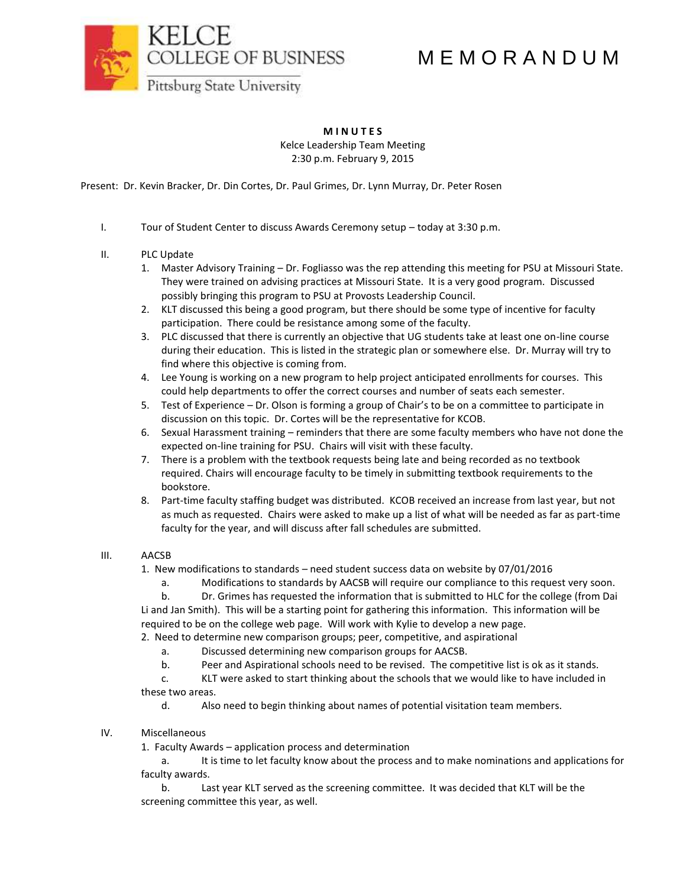KELCE COLLEGE OF BUSINESS
Pittsburg State University

# M E M O R A N D U M

**M I N U T E S**
Kelce Leadership Team Meeting
2:30 p.m. February 9, 2015

Present: Dr. Kevin Bracker, Dr. Din Cortes, Dr. Paul Grimes, Dr. Lynn Murray, Dr. Peter Rosen

I. Tour of Student Center to discuss Awards Ceremony setup – today at 3:30 p.m.

II. PLC Update
   1. Master Advisory Training – Dr. Fogliasso was the rep attending this meeting for PSU at Missouri State. They were trained on advising practices at Missouri State. It is a very good program. Discussed possibly bringing this program to PSU at Provosts Leadership Council.
   2. KLT discussed this being a good program, but there should be some type of incentive for faculty participation. There could be resistance among some of the faculty.
   3. PLC discussed that there is currently an objective that UG students take at least one on-line course during their education. This is listed in the strategic plan or somewhere else. Dr. Murray will try to find where this objective is coming from.
   4. Lee Young is working on a new program to help project anticipated enrollments for courses. This could help departments to offer the correct courses and number of seats each semester.
   5. Test of Experience – Dr. Olson is forming a group of Chair's to be on a committee to participate in discussion on this topic. Dr. Cortes will be the representative for KCOB.
   6. Sexual Harassment training – reminders that there are some faculty members who have not done the expected on-line training for PSU. Chairs will visit with these faculty.
   7. There is a problem with the textbook requests being late and being recorded as no textbook required. Chairs will encourage faculty to be timely in submitting textbook requirements to the bookstore.
   8. Part-time faculty staffing budget was distributed. KCOB received an increase from last year, but not as much as requested. Chairs were asked to make up a list of what will be needed as far as part-time faculty for the year, and will discuss after fall schedules are submitted.

III. AACSB
   1. New modifications to standards – need student success data on website by 07/01/2016
      a. Modifications to standards by AACSB will require our compliance to this request very soon.
      b. Dr. Grimes has requested the information that is submitted to HLC for the college (from Dai Li and Jan Smith). This will be a starting point for gathering this information. This information will be required to be on the college web page. Will work with Kylie to develop a new page.
   2. Need to determine new comparison groups; peer, competitive, and aspirational
      a. Discussed determining new comparison groups for AACSB.
      b. Peer and Aspirational schools need to be revised. The competitive list is ok as it stands.
      c. KLT were asked to start thinking about the schools that we would like to have included in these two areas.
      d. Also need to begin thinking about names of potential visitation team members.

IV. Miscellaneous
   1. Faculty Awards – application process and determination
      a. It is time to let faculty know about the process and to make nominations and applications for faculty awards.
      b. Last year KLT served as the screening committee. It was decided that KLT will be the screening committee this year, as well.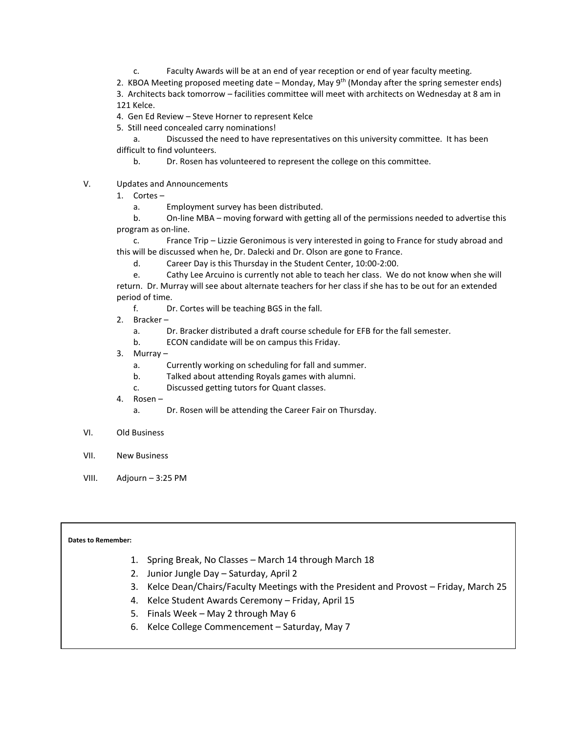c. Faculty Awards will be at an end of year reception or end of year faculty meeting.

2. KBOA Meeting proposed meeting date – Monday, May 9th (Monday after the spring semester ends)
3. Architects back tomorrow – facilities committee will meet with architects on Wednesday at 8 am in 121 Kelce.
4. Gen Ed Review – Steve Horner to represent Kelce
5. Still need concealed carry nominations!
   a. Discussed the need to have representatives on this university committee. It has been difficult to find volunteers.
   b. Dr. Rosen has volunteered to represent the college on this committee.

V. Updates and Announcements

1. Cortes –
   a. Employment survey has been distributed.
   b. On-line MBA – moving forward with getting all of the permissions needed to advertise this program as on-line.
   c. France Trip – Lizzie Geronimous is very interested in going to France for study abroad and this will be discussed when he, Dr. Dalecki and Dr. Olson are gone to France.
   d. Career Day is this Thursday in the Student Center, 10:00-2:00.
   e. Cathy Lee Arcuino is currently not able to teach her class. We do not know when she will return. Dr. Murray will see about alternate teachers for her class if she has to be out for an extended period of time.
   f. Dr. Cortes will be teaching BGS in the fall.
2. Bracker –
   a. Dr. Bracker distributed a draft course schedule for EFB for the fall semester.
   b. ECON candidate will be on campus this Friday.
3. Murray –
   a. Currently working on scheduling for fall and summer.
   b. Talked about attending Royals games with alumni.
   c. Discussed getting tutors for Quant classes.
4. Rosen –
   a. Dr. Rosen will be attending the Career Fair on Thursday.

VI. Old Business

VII. New Business

VIII. Adjourn – 3:25 PM

**Dates to Remember:**

1. Spring Break, No Classes – March 14 through March 18
2. Junior Jungle Day – Saturday, April 2
3. Kelce Dean/Chairs/Faculty Meetings with the President and Provost – Friday, March 25
4. Kelce Student Awards Ceremony – Friday, April 15
5. Finals Week – May 2 through May 6
6. Kelce College Commencement – Saturday, May 7